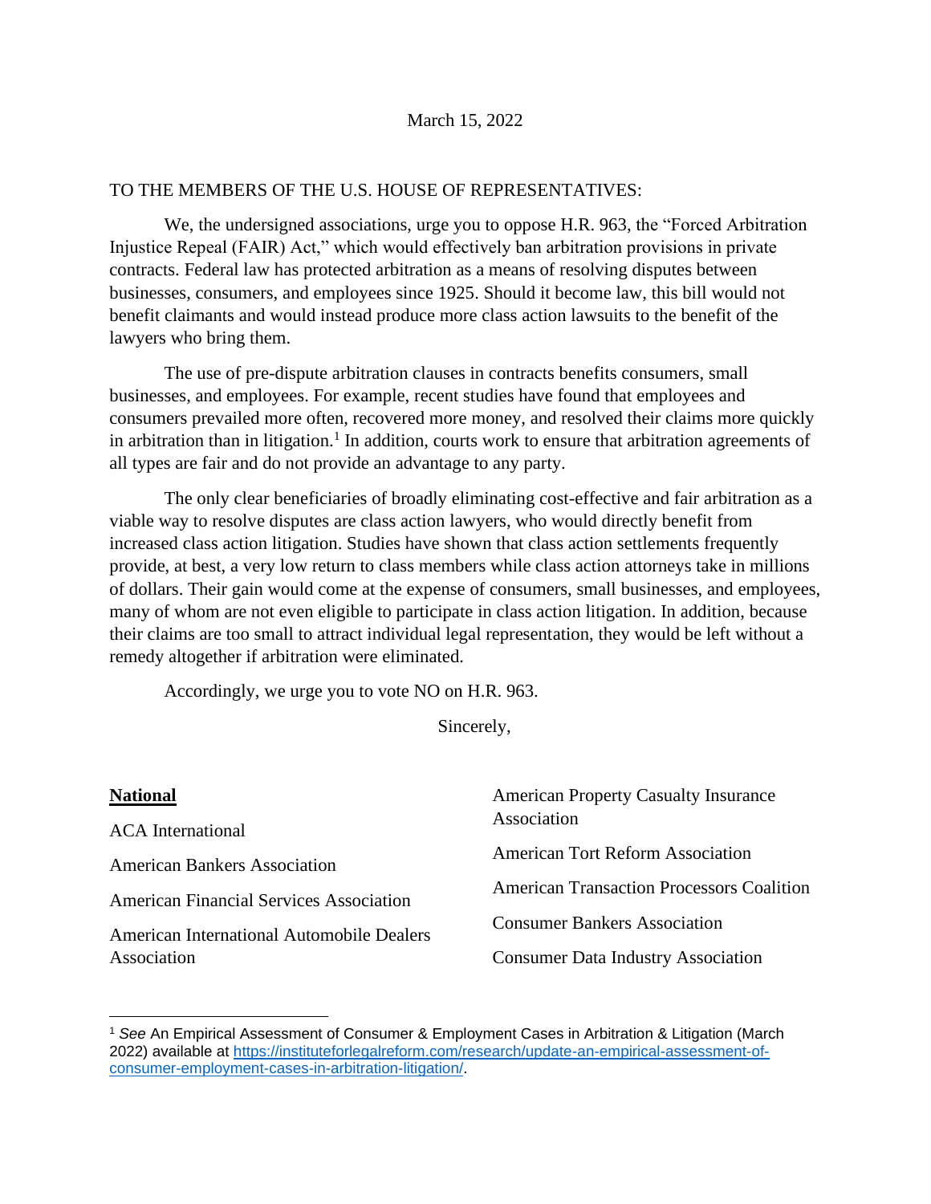March 15, 2022

TO THE MEMBERS OF THE U.S. HOUSE OF REPRESENTATIVES:

We, the undersigned associations, urge you to oppose H.R. 963, the "Forced Arbitration Injustice Repeal (FAIR) Act," which would effectively ban arbitration provisions in private contracts. Federal law has protected arbitration as a means of resolving disputes between businesses, consumers, and employees since 1925. Should it become law, this bill would not benefit claimants and would instead produce more class action lawsuits to the benefit of the lawyers who bring them.

The use of pre-dispute arbitration clauses in contracts benefits consumers, small businesses, and employees. For example, recent studies have found that employees and consumers prevailed more often, recovered more money, and resolved their claims more quickly in arbitration than in litigation.[1] In addition, courts work to ensure that arbitration agreements of all types are fair and do not provide an advantage to any party.

The only clear beneficiaries of broadly eliminating cost-effective and fair arbitration as a viable way to resolve disputes are class action lawyers, who would directly benefit from increased class action litigation. Studies have shown that class action settlements frequently provide, at best, a very low return to class members while class action attorneys take in millions of dollars. Their gain would come at the expense of consumers, small businesses, and employees, many of whom are not even eligible to participate in class action litigation. In addition, because their claims are too small to attract individual legal representation, they would be left without a remedy altogether if arbitration were eliminated.

Accordingly, we urge you to vote NO on H.R. 963.

Sincerely,

**National**

ACA International

American Bankers Association

American Financial Services Association

American International Automobile Dealers Association

American Property Casualty Insurance Association

American Tort Reform Association

American Transaction Processors Coalition

Consumer Bankers Association

Consumer Data Industry Association

---

[1] *See* An Empirical Assessment of Consumer & Employment Cases in Arbitration & Litigation (March 2022) available at https://instituteforlegalreform.com/research/update-an-empirical-assessment-of-consumer-employment-cases-in-arbitration-litigation/.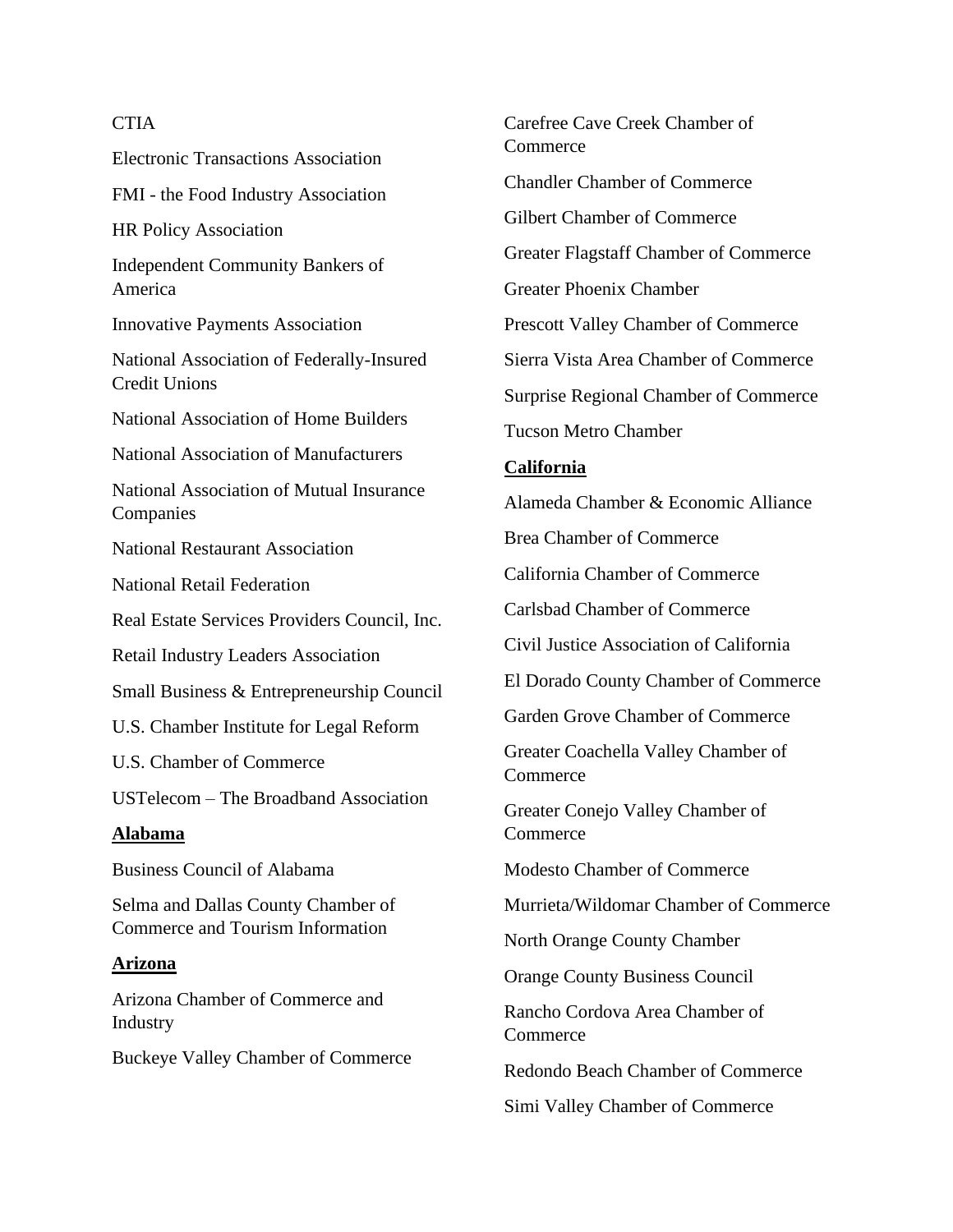CTIA

Electronic Transactions Association

FMI - the Food Industry Association

HR Policy Association

Independent Community Bankers of America

Innovative Payments Association

National Association of Federally-Insured Credit Unions

National Association of Home Builders

National Association of Manufacturers

National Association of Mutual Insurance Companies

National Restaurant Association

National Retail Federation

Real Estate Services Providers Council, Inc.

Retail Industry Leaders Association

Small Business & Entrepreneurship Council

U.S. Chamber Institute for Legal Reform

U.S. Chamber of Commerce

USTelecom – The Broadband Association

**Alabama**

Business Council of Alabama

Selma and Dallas County Chamber of Commerce and Tourism Information

**Arizona**

Arizona Chamber of Commerce and Industry

Buckeye Valley Chamber of Commerce

Carefree Cave Creek Chamber of Commerce

Chandler Chamber of Commerce

Gilbert Chamber of Commerce

Greater Flagstaff Chamber of Commerce

Greater Phoenix Chamber

Prescott Valley Chamber of Commerce

Sierra Vista Area Chamber of Commerce

Surprise Regional Chamber of Commerce

Tucson Metro Chamber

**California**

Alameda Chamber & Economic Alliance

Brea Chamber of Commerce

California Chamber of Commerce

Carlsbad Chamber of Commerce

Civil Justice Association of California

El Dorado County Chamber of Commerce

Garden Grove Chamber of Commerce

Greater Coachella Valley Chamber of Commerce

Greater Conejo Valley Chamber of Commerce

Modesto Chamber of Commerce

Murrieta/Wildomar Chamber of Commerce

North Orange County Chamber

Orange County Business Council

Rancho Cordova Area Chamber of Commerce

Redondo Beach Chamber of Commerce

Simi Valley Chamber of Commerce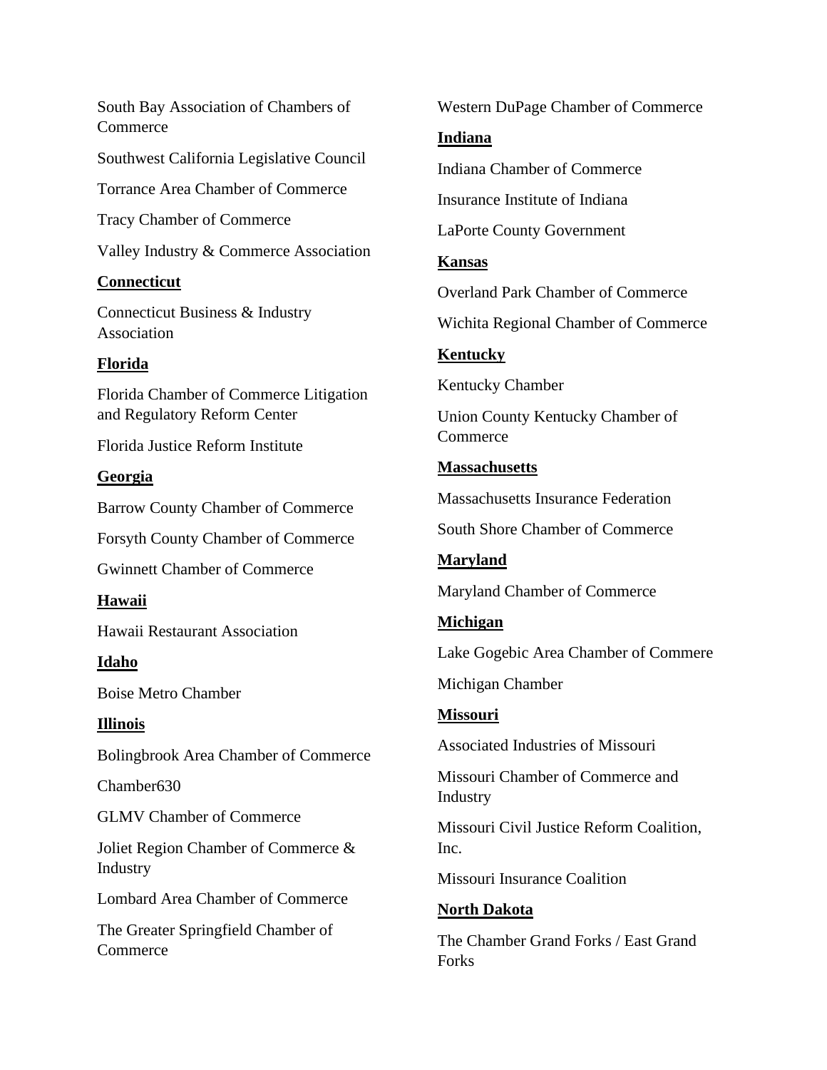South Bay Association of Chambers of Commerce

Southwest California Legislative Council

Torrance Area Chamber of Commerce

Tracy Chamber of Commerce

Valley Industry & Commerce Association

**Connecticut**

Connecticut Business & Industry Association

**Florida**

Florida Chamber of Commerce Litigation and Regulatory Reform Center

Florida Justice Reform Institute

**Georgia**

Barrow County Chamber of Commerce

Forsyth County Chamber of Commerce

Gwinnett Chamber of Commerce

**Hawaii**

Hawaii Restaurant Association

**Idaho**

Boise Metro Chamber

**Illinois**

Bolingbrook Area Chamber of Commerce

Chamber630

GLMV Chamber of Commerce

Joliet Region Chamber of Commerce & Industry

Lombard Area Chamber of Commerce

The Greater Springfield Chamber of Commerce

Western DuPage Chamber of Commerce

**Indiana**

Indiana Chamber of Commerce

Insurance Institute of Indiana

LaPorte County Government

**Kansas**

Overland Park Chamber of Commerce

Wichita Regional Chamber of Commerce

**Kentucky**

Kentucky Chamber

Union County Kentucky Chamber of Commerce

**Massachusetts**

Massachusetts Insurance Federation

South Shore Chamber of Commerce

**Maryland**

Maryland Chamber of Commerce

**Michigan**

Lake Gogebic Area Chamber of Commere

Michigan Chamber

**Missouri**

Associated Industries of Missouri

Missouri Chamber of Commerce and Industry

Missouri Civil Justice Reform Coalition, Inc.

Missouri Insurance Coalition

**North Dakota**

The Chamber Grand Forks / East Grand Forks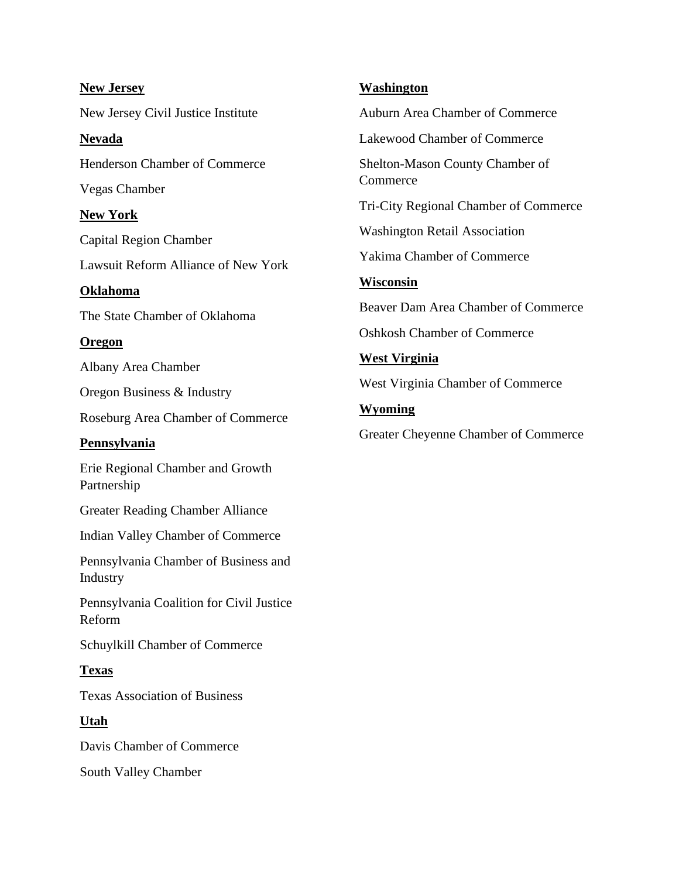**New Jersey**

New Jersey Civil Justice Institute

**Nevada**

Henderson Chamber of Commerce

Vegas Chamber

**New York**

Capital Region Chamber

Lawsuit Reform Alliance of New York

**Oklahoma**

The State Chamber of Oklahoma

**Oregon**

Albany Area Chamber

Oregon Business & Industry

Roseburg Area Chamber of Commerce

**Pennsylvania**

Erie Regional Chamber and Growth Partnership

Greater Reading Chamber Alliance

Indian Valley Chamber of Commerce

Pennsylvania Chamber of Business and Industry

Pennsylvania Coalition for Civil Justice Reform

Schuylkill Chamber of Commerce

**Texas**

Texas Association of Business

**Utah**

Davis Chamber of Commerce

South Valley Chamber

**Washington**

Auburn Area Chamber of Commerce

Lakewood Chamber of Commerce

Shelton-Mason County Chamber of Commerce

Tri-City Regional Chamber of Commerce

Washington Retail Association

Yakima Chamber of Commerce

**Wisconsin**

Beaver Dam Area Chamber of Commerce

Oshkosh Chamber of Commerce

**West Virginia**

West Virginia Chamber of Commerce

**Wyoming**

Greater Cheyenne Chamber of Commerce